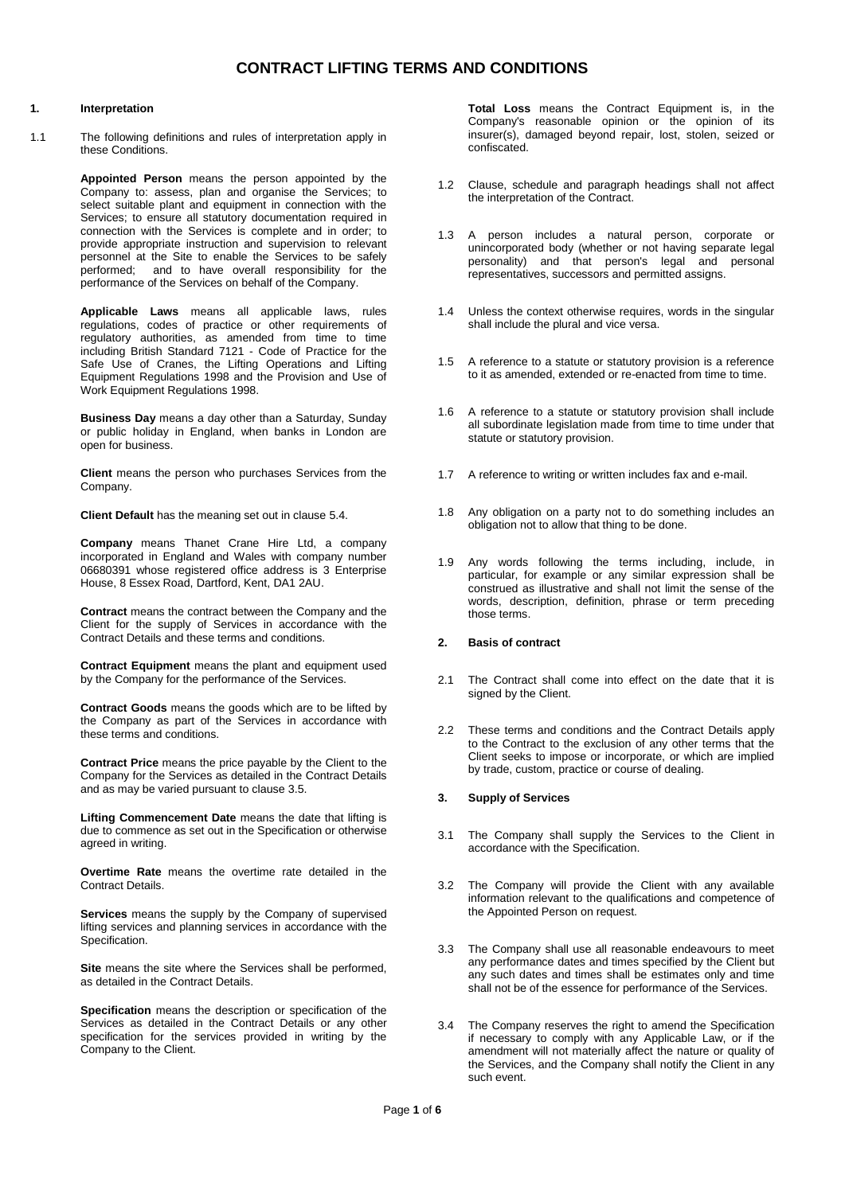# CONTRACT LIFTING TERMS AND CONDITIONS

## 1. Interpretation

1.1 The following definitions and rules of interpretation apply in these Conditions.

**Appointed Person** means the person appointed by the Company to: assess, plan and organise the Services; to select suitable plant and equipment in connection with the Services; to ensure all statutory documentation required in connection with the Services is complete and in order; to provide appropriate instruction and supervision to relevant personnel at the Site to enable the Services to be safely performed; and to have overall responsibility for the performance of the Services on behalf of the Company.

**Applicable Laws** means all applicable laws, rules regulations, codes of practice or other requirements of regulatory authorities, as amended from time to time including British Standard 7121 - Code of Practice for the Safe Use of Cranes, the Lifting Operations and Lifting Equipment Regulations 1998 and the Provision and Use of Work Equipment Regulations 1998.

**Business Day** means a day other than a Saturday, Sunday or public holiday in England, when banks in London are open for business.

**Client** means the person who purchases Services from the Company.

**Client Default** has the meaning set out in clause 5.4.

**Company** means Thanet Crane Hire Ltd, a company incorporated in England and Wales with company number 06680391 whose registered office address is 3 Enterprise House, 8 Essex Road, Dartford, Kent, DA1 2AU.

**Contract** means the contract between the Company and the Client for the supply of Services in accordance with the Contract Details and these terms and conditions.

**Contract Equipment** means the plant and equipment used by the Company for the performance of the Services.

**Contract Goods** means the goods which are to be lifted by the Company as part of the Services in accordance with these terms and conditions.

**Contract Price** means the price payable by the Client to the Company for the Services as detailed in the Contract Details and as may be varied pursuant to clause 3.5.

**Lifting Commencement Date** means the date that lifting is due to commence as set out in the Specification or otherwise agreed in writing.

**Overtime Rate** means the overtime rate detailed in the Contract Details.

**Services** means the supply by the Company of supervised lifting services and planning services in accordance with the Specification.

**Site** means the site where the Services shall be performed, as detailed in the Contract Details.

**Specification** means the description or specification of the Services as detailed in the Contract Details or any other specification for the services provided in writing by the Company to the Client.

**Total Loss** means the Contract Equipment is, in the Company's reasonable opinion or the opinion of its insurer(s), damaged beyond repair, lost, stolen, seized or confiscated.

1.2 Clause, schedule and paragraph headings shall not affect the interpretation of the Contract.

1.3 A person includes a natural person, corporate or unincorporated body (whether or not having separate legal personality) and that person's legal and personal representatives, successors and permitted assigns.

1.4 Unless the context otherwise requires, words in the singular shall include the plural and vice versa.

1.5 A reference to a statute or statutory provision is a reference to it as amended, extended or re-enacted from time to time.

1.6 A reference to a statute or statutory provision shall include all subordinate legislation made from time to time under that statute or statutory provision.

1.7 A reference to writing or written includes fax and e-mail.

1.8 Any obligation on a party not to do something includes an obligation not to allow that thing to be done.

1.9 Any words following the terms including, include, in particular, for example or any similar expression shall be construed as illustrative and shall not limit the sense of the words, description, definition, phrase or term preceding those terms.

## 2. Basis of contract

2.1 The Contract shall come into effect on the date that it is signed by the Client.

2.2 These terms and conditions and the Contract Details apply to the Contract to the exclusion of any other terms that the Client seeks to impose or incorporate, or which are implied by trade, custom, practice or course of dealing.

## 3. Supply of Services

3.1 The Company shall supply the Services to the Client in accordance with the Specification.

3.2 The Company will provide the Client with any available information relevant to the qualifications and competence of the Appointed Person on request.

3.3 The Company shall use all reasonable endeavours to meet any performance dates and times specified by the Client but any such dates and times shall be estimates only and time shall not be of the essence for performance of the Services.

3.4 The Company reserves the right to amend the Specification if necessary to comply with any Applicable Law, or if the amendment will not materially affect the nature or quality of the Services, and the Company shall notify the Client in any such event.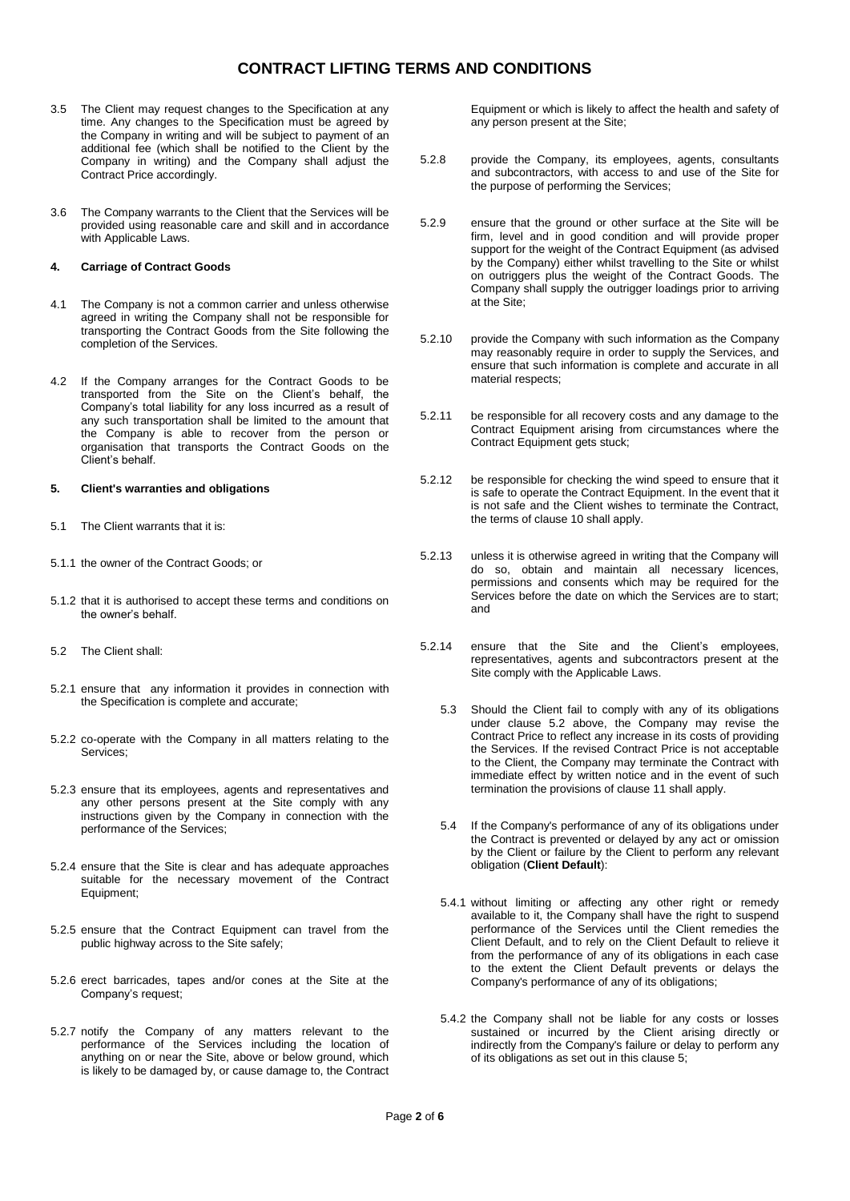# CONTRACT LIFTING TERMS AND CONDITIONS

3.5 The Client may request changes to the Specification at any time. Any changes to the Specification must be agreed by the Company in writing and will be subject to payment of an additional fee (which shall be notified to the Client by the Company in writing) and the Company shall adjust the Contract Price accordingly.

3.6 The Company warrants to the Client that the Services will be provided using reasonable care and skill and in accordance with Applicable Laws.

#### 4. Carriage of Contract Goods

4.1 The Company is not a common carrier and unless otherwise agreed in writing the Company shall not be responsible for transporting the Contract Goods from the Site following the completion of the Services.

4.2 If the Company arranges for the Contract Goods to be transported from the Site on the Client's behalf, the Company's total liability for any loss incurred as a result of any such transportation shall be limited to the amount that the Company is able to recover from the person or organisation that transports the Contract Goods on the Client's behalf.

#### 5. Client's warranties and obligations

5.1 The Client warrants that it is:

5.1.1 the owner of the Contract Goods; or

5.1.2 that it is authorised to accept these terms and conditions on the owner's behalf.

5.2 The Client shall:

5.2.1 ensure that any information it provides in connection with the Specification is complete and accurate;

5.2.2 co-operate with the Company in all matters relating to the Services;

5.2.3 ensure that its employees, agents and representatives and any other persons present at the Site comply with any instructions given by the Company in connection with the performance of the Services;

5.2.4 ensure that the Site is clear and has adequate approaches suitable for the necessary movement of the Contract Equipment;

5.2.5 ensure that the Contract Equipment can travel from the public highway across to the Site safely;

5.2.6 erect barricades, tapes and/or cones at the Site at the Company's request;

5.2.7 notify the Company of any matters relevant to the performance of the Services including the location of anything on or near the Site, above or below ground, which is likely to be damaged by, or cause damage to, the Contract Equipment or which is likely to affect the health and safety of any person present at the Site;

5.2.8 provide the Company, its employees, agents, consultants and subcontractors, with access to and use of the Site for the purpose of performing the Services;

5.2.9 ensure that the ground or other surface at the Site will be firm, level and in good condition and will provide proper support for the weight of the Contract Equipment (as advised by the Company) either whilst travelling to the Site or whilst on outriggers plus the weight of the Contract Goods. The Company shall supply the outrigger loadings prior to arriving at the Site;

5.2.10 provide the Company with such information as the Company may reasonably require in order to supply the Services, and ensure that such information is complete and accurate in all material respects;

5.2.11 be responsible for all recovery costs and any damage to the Contract Equipment arising from circumstances where the Contract Equipment gets stuck;

5.2.12 be responsible for checking the wind speed to ensure that it is safe to operate the Contract Equipment. In the event that it is not safe and the Client wishes to terminate the Contract, the terms of clause 10 shall apply.

5.2.13 unless it is otherwise agreed in writing that the Company will do so, obtain and maintain all necessary licences, permissions and consents which may be required for the Services before the date on which the Services are to start; and

5.2.14 ensure that the Site and the Client's employees, representatives, agents and subcontractors present at the Site comply with the Applicable Laws.

5.3 Should the Client fail to comply with any of its obligations under clause 5.2 above, the Company may revise the Contract Price to reflect any increase in its costs of providing the Services. If the revised Contract Price is not acceptable to the Client, the Company may terminate the Contract with immediate effect by written notice and in the event of such termination the provisions of clause 11 shall apply.

5.4 If the Company's performance of any of its obligations under the Contract is prevented or delayed by any act or omission by the Client or failure by the Client to perform any relevant obligation (**Client Default**):

5.4.1 without limiting or affecting any other right or remedy available to it, the Company shall have the right to suspend performance of the Services until the Client remedies the Client Default, and to rely on the Client Default to relieve it from the performance of any of its obligations in each case to the extent the Client Default prevents or delays the Company's performance of any of its obligations;

5.4.2 the Company shall not be liable for any costs or losses sustained or incurred by the Client arising directly or indirectly from the Company's failure or delay to perform any of its obligations as set out in this clause 5;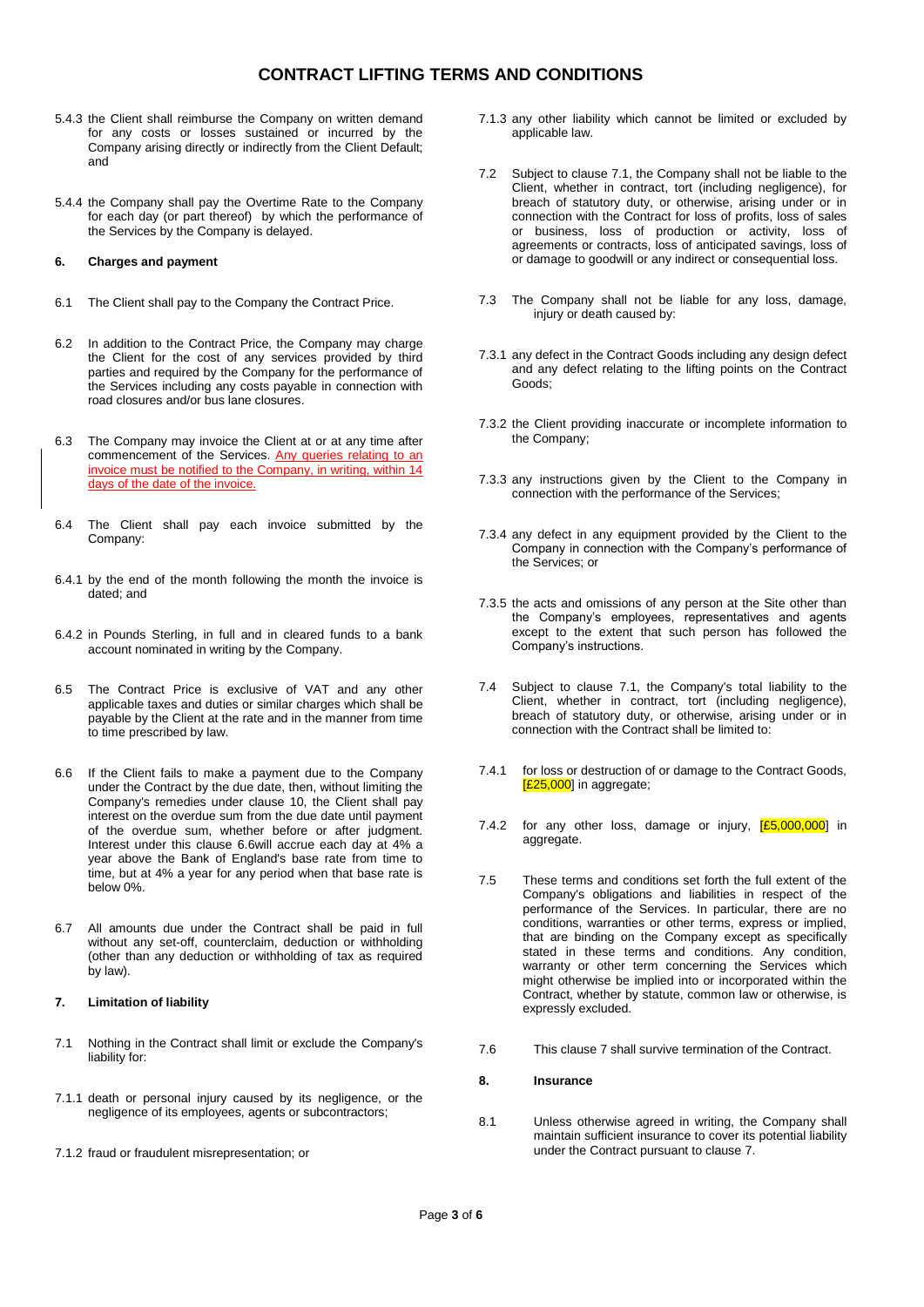# CONTRACT LIFTING TERMS AND CONDITIONS

5.4.3 the Client shall reimburse the Company on written demand for any costs or losses sustained or incurred by the Company arising directly or indirectly from the Client Default; and

5.4.4 the Company shall pay the Overtime Rate to the Company for each day (or part thereof) by which the performance of the Services by the Company is delayed.

**6. Charges and payment**

6.1 The Client shall pay to the Company the Contract Price.

6.2 In addition to the Contract Price, the Company may charge the Client for the cost of any services provided by third parties and required by the Company for the performance of the Services including any costs payable in connection with road closures and/or bus lane closures.

6.3 The Company may invoice the Client at or at any time after commencement of the Services. Any queries relating to an invoice must be notified to the Company, in writing, within 14 days of the date of the invoice.

6.4 The Client shall pay each invoice submitted by the Company:

6.4.1 by the end of the month following the month the invoice is dated; and

6.4.2 in Pounds Sterling, in full and in cleared funds to a bank account nominated in writing by the Company.

6.5 The Contract Price is exclusive of VAT and any other applicable taxes and duties or similar charges which shall be payable by the Client at the rate and in the manner from time to time prescribed by law.

6.6 If the Client fails to make a payment due to the Company under the Contract by the due date, then, without limiting the Company's remedies under clause 10, the Client shall pay interest on the overdue sum from the due date until payment of the overdue sum, whether before or after judgment. Interest under this clause 6.6will accrue each day at 4% a year above the Bank of England's base rate from time to time, but at 4% a year for any period when that base rate is below 0%.

6.7 All amounts due under the Contract shall be paid in full without any set-off, counterclaim, deduction or withholding (other than any deduction or withholding of tax as required by law).

**7. Limitation of liability**

7.1 Nothing in the Contract shall limit or exclude the Company's liability for:

7.1.1 death or personal injury caused by its negligence, or the negligence of its employees, agents or subcontractors;

7.1.2 fraud or fraudulent misrepresentation; or

7.1.3 any other liability which cannot be limited or excluded by applicable law.

7.2 Subject to clause 7.1, the Company shall not be liable to the Client, whether in contract, tort (including negligence), for breach of statutory duty, or otherwise, arising under or in connection with the Contract for loss of profits, loss of sales or business, loss of production or activity, loss of agreements or contracts, loss of anticipated savings, loss of or damage to goodwill or any indirect or consequential loss.

7.3 The Company shall not be liable for any loss, damage, injury or death caused by:

7.3.1 any defect in the Contract Goods including any design defect and any defect relating to the lifting points on the Contract Goods;

7.3.2 the Client providing inaccurate or incomplete information to the Company;

7.3.3 any instructions given by the Client to the Company in connection with the performance of the Services;

7.3.4 any defect in any equipment provided by the Client to the Company in connection with the Company's performance of the Services; or

7.3.5 the acts and omissions of any person at the Site other than the Company's employees, representatives and agents except to the extent that such person has followed the Company's instructions.

7.4 Subject to clause 7.1, the Company's total liability to the Client, whether in contract, tort (including negligence), breach of statutory duty, or otherwise, arising under or in connection with the Contract shall be limited to:

7.4.1 for loss or destruction of or damage to the Contract Goods, [£25,000] in aggregate;

7.4.2 for any other loss, damage or injury, [£5,000,000] in aggregate.

7.5 These terms and conditions set forth the full extent of the Company's obligations and liabilities in respect of the performance of the Services. In particular, there are no conditions, warranties or other terms, express or implied, that are binding on the Company except as specifically stated in these terms and conditions. Any condition, warranty or other term concerning the Services which might otherwise be implied into or incorporated within the Contract, whether by statute, common law or otherwise, is expressly excluded.

7.6 This clause 7 shall survive termination of the Contract.

**8. Insurance**

8.1 Unless otherwise agreed in writing, the Company shall maintain sufficient insurance to cover its potential liability under the Contract pursuant to clause 7.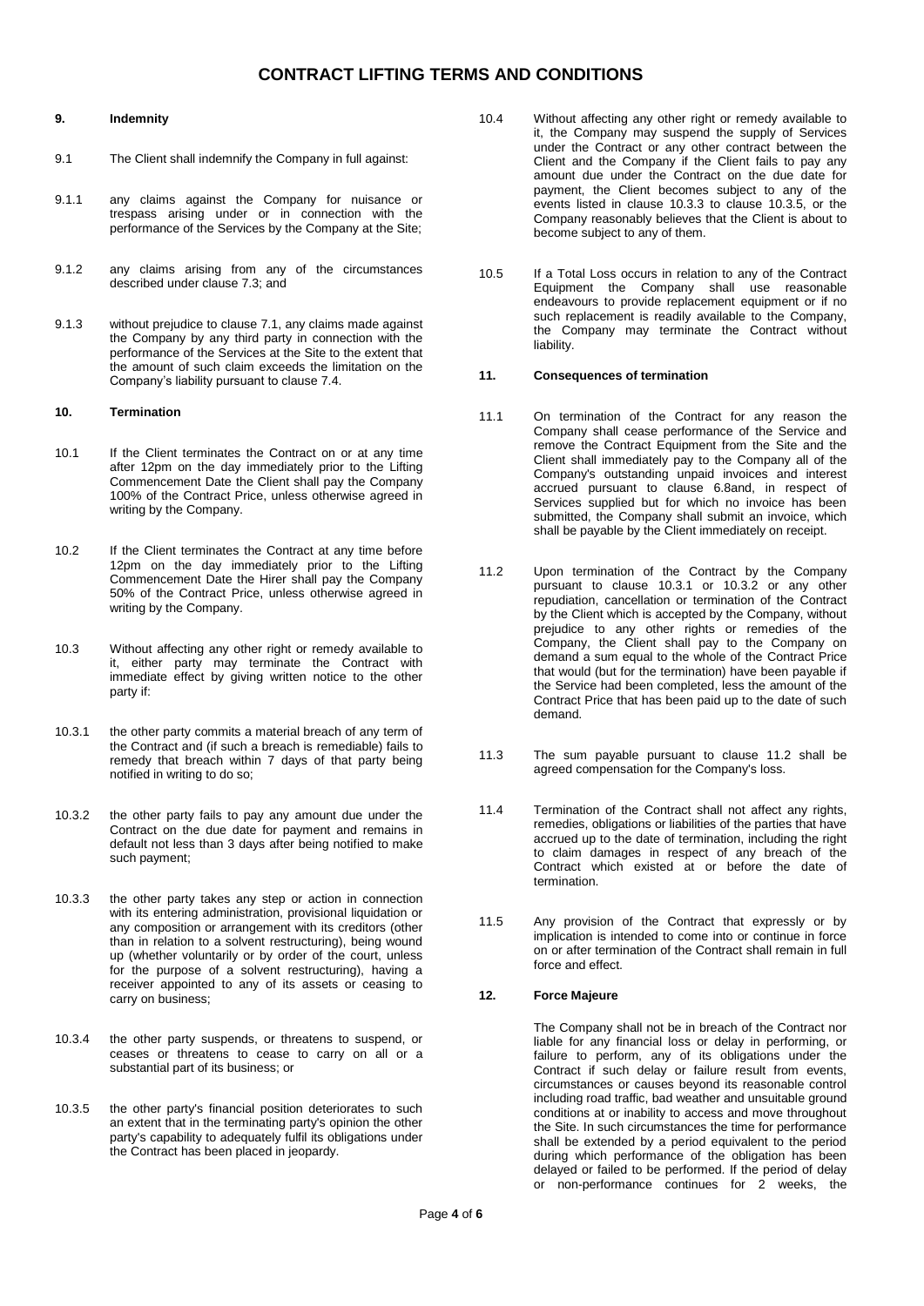# CONTRACT LIFTING TERMS AND CONDITIONS

**9. Indemnity**

9.1 The Client shall indemnify the Company in full against:

9.1.1 any claims against the Company for nuisance or trespass arising under or in connection with the performance of the Services by the Company at the Site;

9.1.2 any claims arising from any of the circumstances described under clause 7.3; and

9.1.3 without prejudice to clause 7.1, any claims made against the Company by any third party in connection with the performance of the Services at the Site to the extent that the amount of such claim exceeds the limitation on the Company's liability pursuant to clause 7.4.

**10. Termination**

10.1 If the Client terminates the Contract on or at any time after 12pm on the day immediately prior to the Lifting Commencement Date the Client shall pay the Company 100% of the Contract Price, unless otherwise agreed in writing by the Company.

10.2 If the Client terminates the Contract at any time before 12pm on the day immediately prior to the Lifting Commencement Date the Hirer shall pay the Company 50% of the Contract Price, unless otherwise agreed in writing by the Company.

10.3 Without affecting any other right or remedy available to it, either party may terminate the Contract with immediate effect by giving written notice to the other party if:

10.3.1 the other party commits a material breach of any term of the Contract and (if such a breach is remediable) fails to remedy that breach within 7 days of that party being notified in writing to do so;

10.3.2 the other party fails to pay any amount due under the Contract on the due date for payment and remains in default not less than 3 days after being notified to make such payment;

10.3.3 the other party takes any step or action in connection with its entering administration, provisional liquidation or any composition or arrangement with its creditors (other than in relation to a solvent restructuring), being wound up (whether voluntarily or by order of the court, unless for the purpose of a solvent restructuring), having a receiver appointed to any of its assets or ceasing to carry on business;

10.3.4 the other party suspends, or threatens to suspend, or ceases or threatens to cease to carry on all or a substantial part of its business; or

10.3.5 the other party's financial position deteriorates to such an extent that in the terminating party's opinion the other party's capability to adequately fulfil its obligations under the Contract has been placed in jeopardy.

10.4 Without affecting any other right or remedy available to it, the Company may suspend the supply of Services under the Contract or any other contract between the Client and the Company if the Client fails to pay any amount due under the Contract on the due date for payment, the Client becomes subject to any of the events listed in clause 10.3.3 to clause 10.3.5, or the Company reasonably believes that the Client is about to become subject to any of them.

10.5 If a Total Loss occurs in relation to any of the Contract Equipment the Company shall use reasonable endeavours to provide replacement equipment or if no such replacement is readily available to the Company, the Company may terminate the Contract without liability.

**11. Consequences of termination**

11.1 On termination of the Contract for any reason the Company shall cease performance of the Service and remove the Contract Equipment from the Site and the Client shall immediately pay to the Company all of the Company's outstanding unpaid invoices and interest accrued pursuant to clause 6.8and, in respect of Services supplied but for which no invoice has been submitted, the Company shall submit an invoice, which shall be payable by the Client immediately on receipt.

11.2 Upon termination of the Contract by the Company pursuant to clause 10.3.1 or 10.3.2 or any other repudiation, cancellation or termination of the Contract by the Client which is accepted by the Company, without prejudice to any other rights or remedies of the Company, the Client shall pay to the Company on demand a sum equal to the whole of the Contract Price that would (but for the termination) have been payable if the Service had been completed, less the amount of the Contract Price that has been paid up to the date of such demand.

11.3 The sum payable pursuant to clause 11.2 shall be agreed compensation for the Company's loss.

11.4 Termination of the Contract shall not affect any rights, remedies, obligations or liabilities of the parties that have accrued up to the date of termination, including the right to claim damages in respect of any breach of the Contract which existed at or before the date of termination.

11.5 Any provision of the Contract that expressly or by implication is intended to come into or continue in force on or after termination of the Contract shall remain in full force and effect.

**12. Force Majeure**

The Company shall not be in breach of the Contract nor liable for any financial loss or delay in performing, or failure to perform, any of its obligations under the Contract if such delay or failure result from events, circumstances or causes beyond its reasonable control including road traffic, bad weather and unsuitable ground conditions at or inability to access and move throughout the Site. In such circumstances the time for performance shall be extended by a period equivalent to the period during which performance of the obligation has been delayed or failed to be performed. If the period of delay or non-performance continues for 2 weeks, the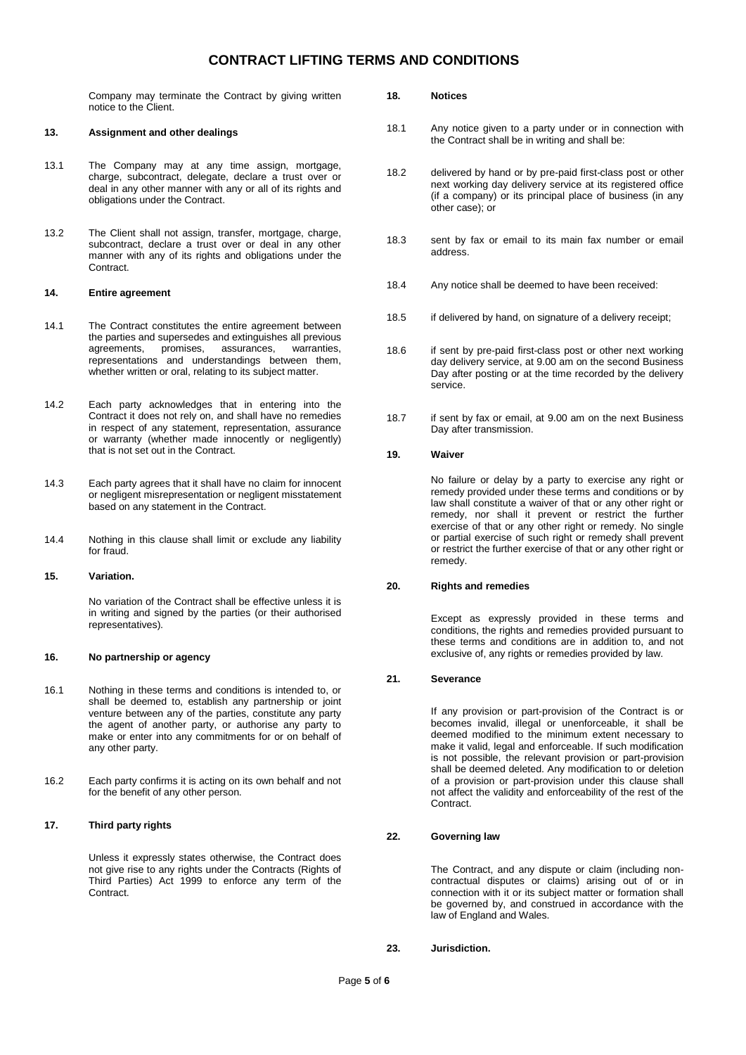Company may terminate the Contract by giving written notice to the Client.

**13. Assignment and other dealings**

13.1 The Company may at any time assign, mortgage, charge, subcontract, delegate, declare a trust over or deal in any other manner with any or all of its rights and obligations under the Contract.

13.2 The Client shall not assign, transfer, mortgage, charge, subcontract, declare a trust over or deal in any other manner with any of its rights and obligations under the Contract.

**14. Entire agreement**

14.1 The Contract constitutes the entire agreement between the parties and supersedes and extinguishes all previous agreements, promises, assurances, warranties, representations and understandings between them, whether written or oral, relating to its subject matter.

14.2 Each party acknowledges that in entering into the Contract it does not rely on, and shall have no remedies in respect of any statement, representation, assurance or warranty (whether made innocently or negligently) that is not set out in the Contract.

14.3 Each party agrees that it shall have no claim for innocent or negligent misrepresentation or negligent misstatement based on any statement in the Contract.

14.4 Nothing in this clause shall limit or exclude any liability for fraud.

**15. Variation.**

No variation of the Contract shall be effective unless it is in writing and signed by the parties (or their authorised representatives).

**16. No partnership or agency**

16.1 Nothing in these terms and conditions is intended to, or shall be deemed to, establish any partnership or joint venture between any of the parties, constitute any party the agent of another party, or authorise any party to make or enter into any commitments for or on behalf of any other party.

16.2 Each party confirms it is acting on its own behalf and not for the benefit of any other person.

**17. Third party rights**

Unless it expressly states otherwise, the Contract does not give rise to any rights under the Contracts (Rights of Third Parties) Act 1999 to enforce any term of the Contract.

**18. Notices**

18.1 Any notice given to a party under or in connection with the Contract shall be in writing and shall be:

18.2 delivered by hand or by pre-paid first-class post or other next working day delivery service at its registered office (if a company) or its principal place of business (in any other case); or

18.3 sent by fax or email to its main fax number or email address.

18.4 Any notice shall be deemed to have been received:

18.5 if delivered by hand, on signature of a delivery receipt;

18.6 if sent by pre-paid first-class post or other next working day delivery service, at 9.00 am on the second Business Day after posting or at the time recorded by the delivery service.

18.7 if sent by fax or email, at 9.00 am on the next Business Day after transmission.

**19. Waiver**

No failure or delay by a party to exercise any right or remedy provided under these terms and conditions or by law shall constitute a waiver of that or any other right or remedy, nor shall it prevent or restrict the further exercise of that or any other right or remedy. No single or partial exercise of such right or remedy shall prevent or restrict the further exercise of that or any other right or remedy.

**20. Rights and remedies**

Except as expressly provided in these terms and conditions, the rights and remedies provided pursuant to these terms and conditions are in addition to, and not exclusive of, any rights or remedies provided by law.

**21. Severance**

If any provision or part-provision of the Contract is or becomes invalid, illegal or unenforceable, it shall be deemed modified to the minimum extent necessary to make it valid, legal and enforceable. If such modification is not possible, the relevant provision or part-provision shall be deemed deleted. Any modification to or deletion of a provision or part-provision under this clause shall not affect the validity and enforceability of the rest of the Contract.

**22. Governing law**

The Contract, and any dispute or claim (including non-contractual disputes or claims) arising out of or in connection with it or its subject matter or formation shall be governed by, and construed in accordance with the law of England and Wales.

**23. Jurisdiction.**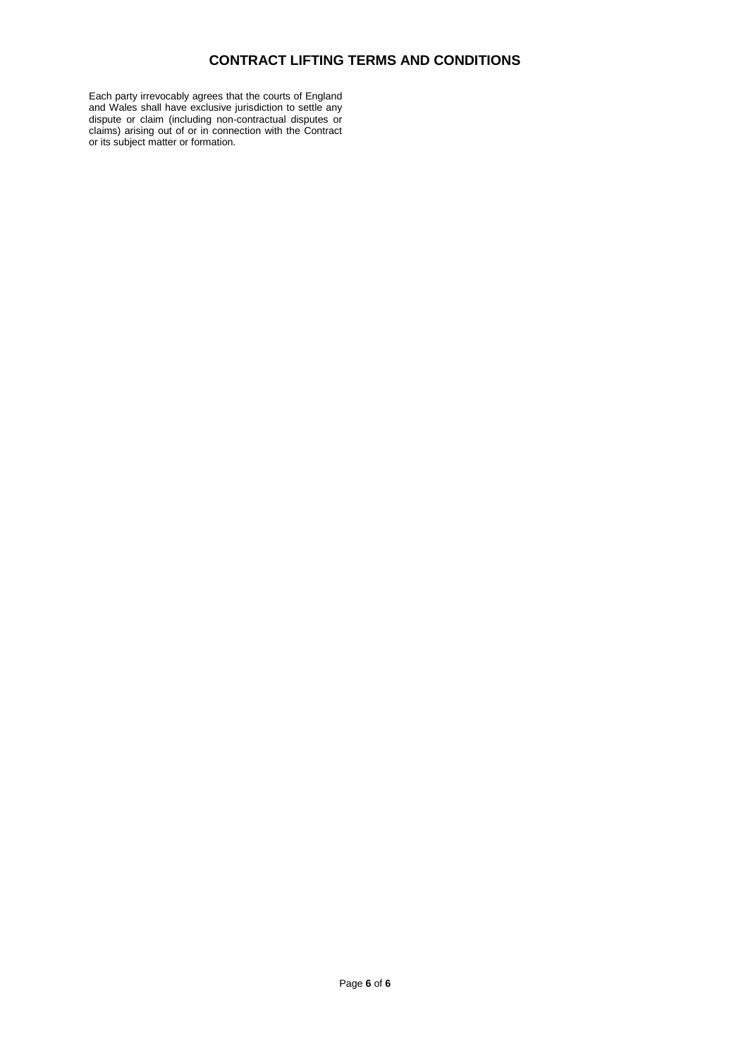# CONTRACT LIFTING TERMS AND CONDITIONS

Each party irrevocably agrees that the courts of England and Wales shall have exclusive jurisdiction to settle any dispute or claim (including non-contractual disputes or claims) arising out of or in connection with the Contract or its subject matter or formation.